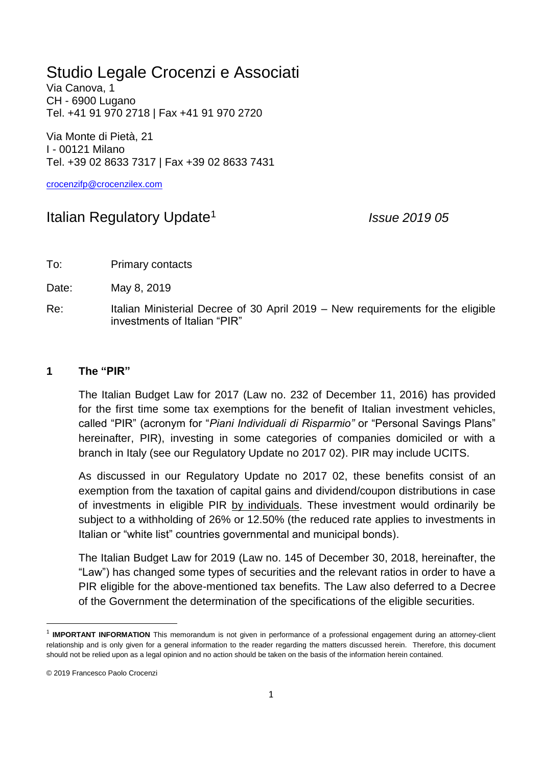# Studio Legale Crocenzi e Associati

Via Canova, 1
CH - 6900 Lugano
Tel. +41 91 970 2718 | Fax +41 91 970 2720

Via Monte di Pietà, 21
I - 00121 Milano
Tel. +39 02 8633 7317 | Fax +39 02 8633 7431

crocenzifp@crocenzilex.com

## Italian Regulatory Update[1] *Issue 2019 05*

To: Primary contacts

Date: May 8, 2019

Re: Italian Ministerial Decree of 30 April 2019 – New requirements for the eligible investments of Italian "PIR"

### 1 The "PIR"

The Italian Budget Law for 2017 (Law no. 232 of December 11, 2016) has provided for the first time some tax exemptions for the benefit of Italian investment vehicles, called "PIR" (acronym for "*Piani Individuali di Risparmio"* or "Personal Savings Plans" hereinafter, PIR), investing in some categories of companies domiciled or with a branch in Italy (see our Regulatory Update no 2017 02). PIR may include UCITS.

As discussed in our Regulatory Update no 2017 02, these benefits consist of an exemption from the taxation of capital gains and dividend/coupon distributions in case of investments in eligible PIR by individuals. These investment would ordinarily be subject to a withholding of 26% or 12.50% (the reduced rate applies to investments in Italian or "white list" countries governmental and municipal bonds).

The Italian Budget Law for 2019 (Law no. 145 of December 30, 2018, hereinafter, the "Law") has changed some types of securities and the relevant ratios in order to have a PIR eligible for the above-mentioned tax benefits. The Law also deferred to a Decree of the Government the determination of the specifications of the eligible securities.

---

[1] **IMPORTANT INFORMATION** This memorandum is not given in performance of a professional engagement during an attorney-client relationship and is only given for a general information to the reader regarding the matters discussed herein. Therefore, this document should not be relied upon as a legal opinion and no action should be taken on the basis of the information herein contained.

© 2019 Francesco Paolo Crocenzi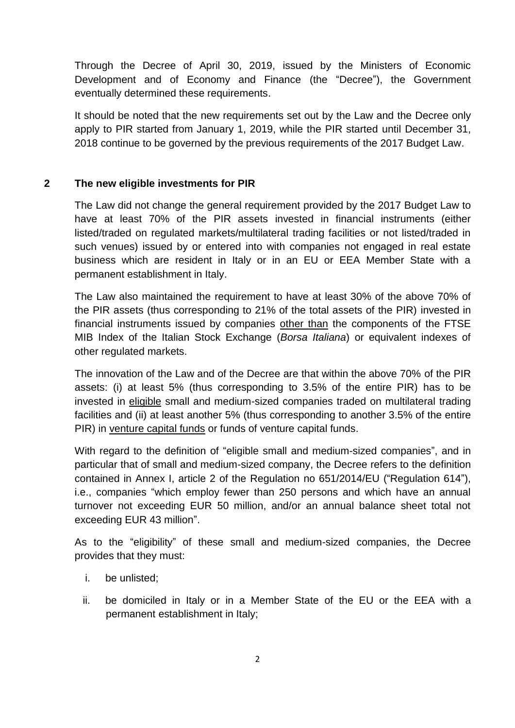Through the Decree of April 30, 2019, issued by the Ministers of Economic Development and of Economy and Finance (the "Decree"), the Government eventually determined these requirements.

It should be noted that the new requirements set out by the Law and the Decree only apply to PIR started from January 1, 2019, while the PIR started until December 31, 2018 continue to be governed by the previous requirements of the 2017 Budget Law.

## 2 The new eligible investments for PIR

The Law did not change the general requirement provided by the 2017 Budget Law to have at least 70% of the PIR assets invested in financial instruments (either listed/traded on regulated markets/multilateral trading facilities or not listed/traded in such venues) issued by or entered into with companies not engaged in real estate business which are resident in Italy or in an EU or EEA Member State with a permanent establishment in Italy.

The Law also maintained the requirement to have at least 30% of the above 70% of the PIR assets (thus corresponding to 21% of the total assets of the PIR) invested in financial instruments issued by companies other than the components of the FTSE MIB Index of the Italian Stock Exchange (*Borsa Italiana*) or equivalent indexes of other regulated markets.

The innovation of the Law and of the Decree are that within the above 70% of the PIR assets: (i) at least 5% (thus corresponding to 3.5% of the entire PIR) has to be invested in eligible small and medium-sized companies traded on multilateral trading facilities and (ii) at least another 5% (thus corresponding to another 3.5% of the entire PIR) in venture capital funds or funds of venture capital funds.

With regard to the definition of "eligible small and medium-sized companies", and in particular that of small and medium-sized company, the Decree refers to the definition contained in Annex I, article 2 of the Regulation no 651/2014/EU ("Regulation 614"), i.e., companies "which employ fewer than 250 persons and which have an annual turnover not exceeding EUR 50 million, and/or an annual balance sheet total not exceeding EUR 43 million".

As to the "eligibility" of these small and medium-sized companies, the Decree provides that they must:

i. be unlisted;

ii. be domiciled in Italy or in a Member State of the EU or the EEA with a permanent establishment in Italy;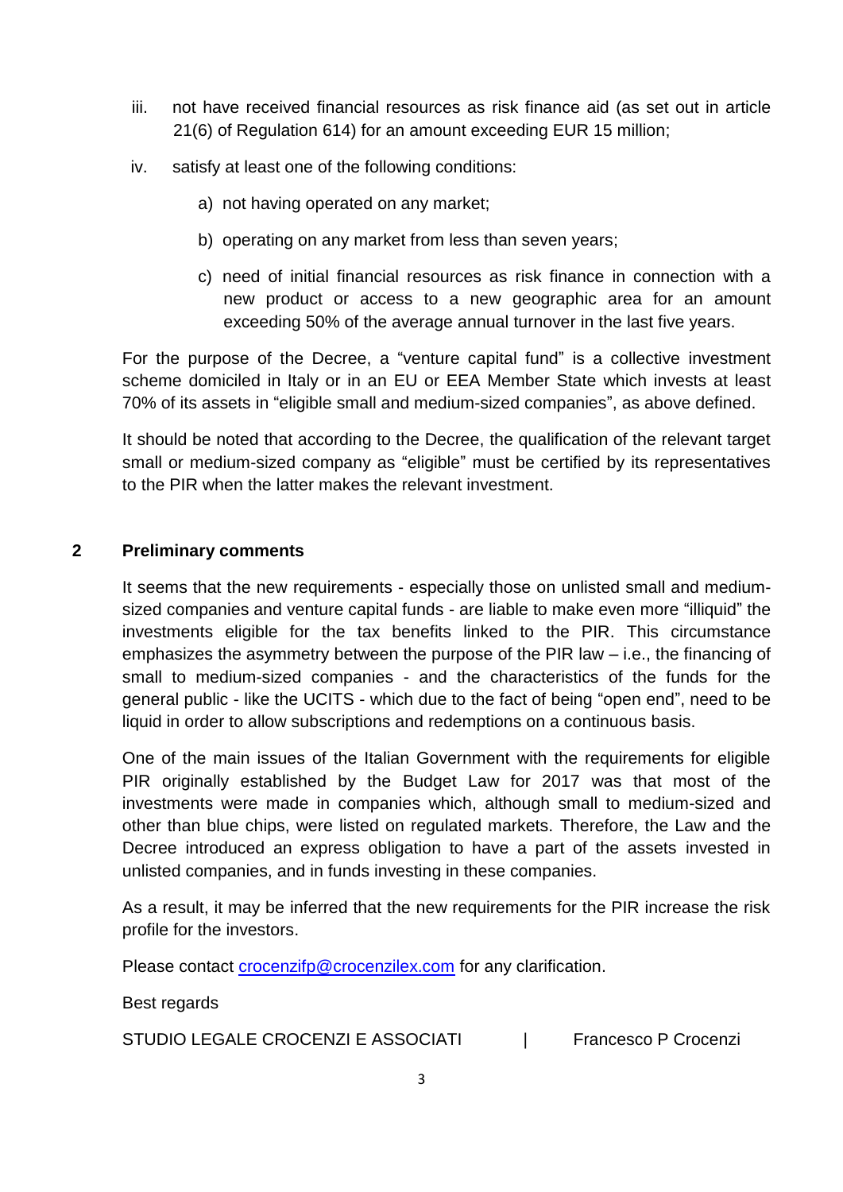iii. not have received financial resources as risk finance aid (as set out in article 21(6) of Regulation 614) for an amount exceeding EUR 15 million;

iv. satisfy at least one of the following conditions:

   a) not having operated on any market;

   b) operating on any market from less than seven years;

   c) need of initial financial resources as risk finance in connection with a new product or access to a new geographic area for an amount exceeding 50% of the average annual turnover in the last five years.

For the purpose of the Decree, a "venture capital fund" is a collective investment scheme domiciled in Italy or in an EU or EEA Member State which invests at least 70% of its assets in "eligible small and medium-sized companies", as above defined.

It should be noted that according to the Decree, the qualification of the relevant target small or medium-sized company as "eligible" must be certified by its representatives to the PIR when the latter makes the relevant investment.

## 2 Preliminary comments

It seems that the new requirements - especially those on unlisted small and medium-sized companies and venture capital funds - are liable to make even more "illiquid" the investments eligible for the tax benefits linked to the PIR. This circumstance emphasizes the asymmetry between the purpose of the PIR law – i.e., the financing of small to medium-sized companies - and the characteristics of the funds for the general public - like the UCITS - which due to the fact of being "open end", need to be liquid in order to allow subscriptions and redemptions on a continuous basis.

One of the main issues of the Italian Government with the requirements for eligible PIR originally established by the Budget Law for 2017 was that most of the investments were made in companies which, although small to medium-sized and other than blue chips, were listed on regulated markets. Therefore, the Law and the Decree introduced an express obligation to have a part of the assets invested in unlisted companies, and in funds investing in these companies.

As a result, it may be inferred that the new requirements for the PIR increase the risk profile for the investors.

Please contact crocenzifp@crocenzilex.com for any clarification.

Best regards

STUDIO LEGALE CROCENZI E ASSOCIATI | Francesco P Crocenzi